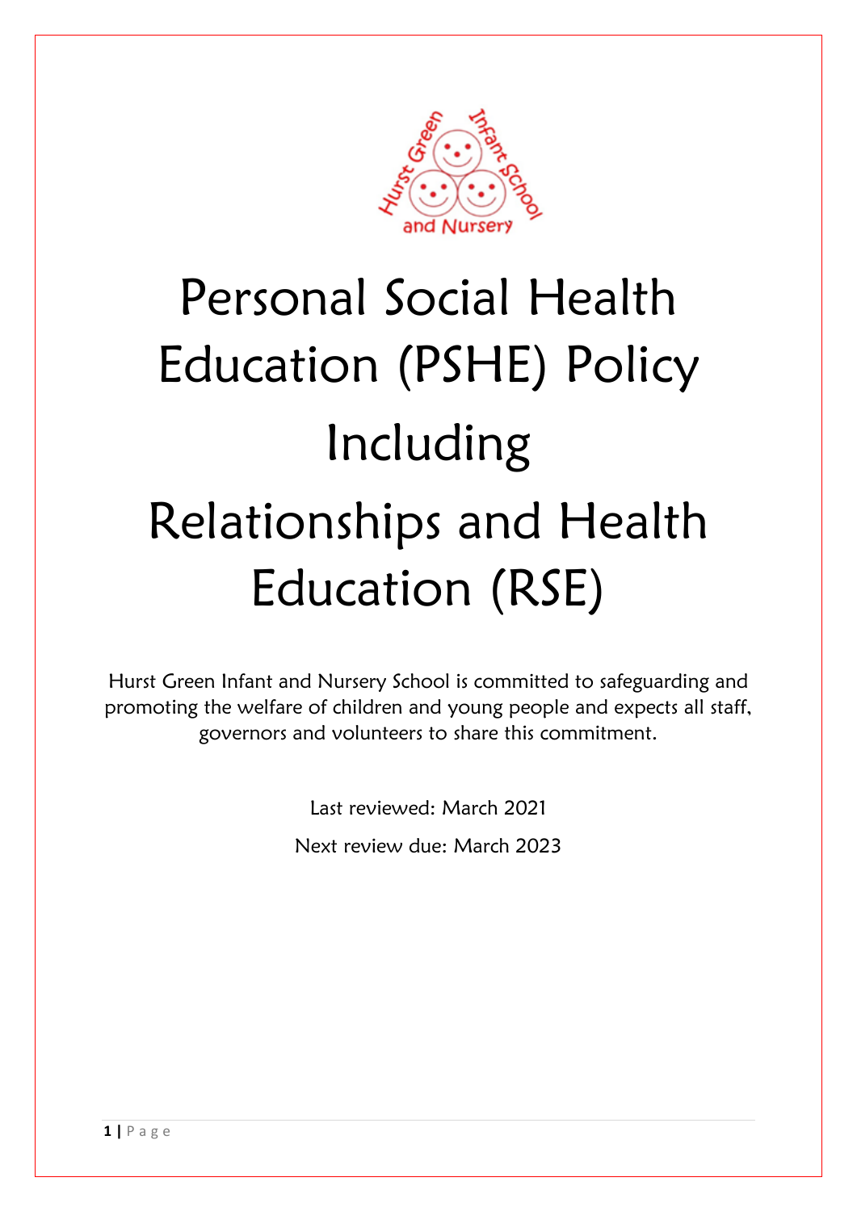# Personal Social Health Education (PSHE) Policy Including Relationships and Health Education (RSE)

Hurst Green Infant and Nursery School is committed to safeguarding and promoting the welfare of children and young people and expects all staff, governors and volunteers to share this commitment.

Last reviewed: March 2021

Next review due: March 2023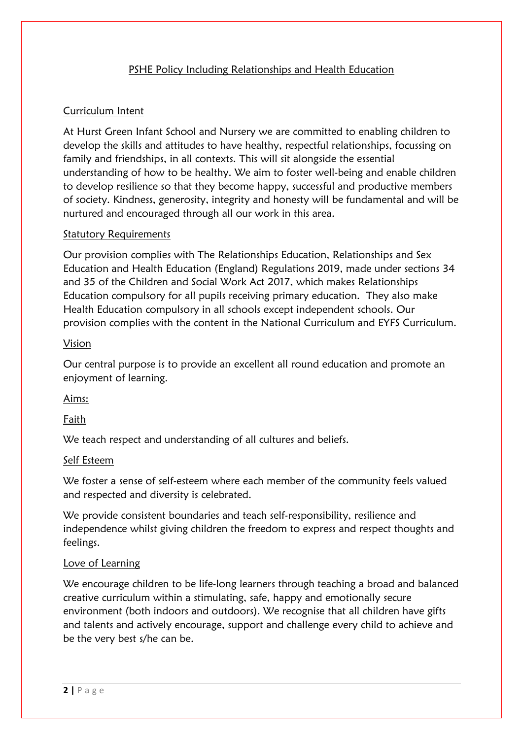# PSHE Policy Including Relationships and Health Education

## Curriculum Intent

At Hurst Green Infant School and Nursery we are committed to enabling children to develop the skills and attitudes to have healthy, respectful relationships, focussing on family and friendships, in all contexts. This will sit alongside the essential understanding of how to be healthy. We aim to foster well-being and enable children to develop resilience so that they become happy, successful and productive members of society. Kindness, generosity, integrity and honesty will be fundamental and will be nurtured and encouraged through all our work in this area.

## Statutory Requirements

Our provision complies with The Relationships Education, Relationships and Sex Education and Health Education (England) Regulations 2019, made under sections 34 and 35 of the Children and Social Work Act 2017, which makes Relationships Education compulsory for all pupils receiving primary education. They also make Health Education compulsory in all schools except independent schools. Our provision complies with the content in the National Curriculum and EYFS Curriculum.

## Vision

Our central purpose is to provide an excellent all round education and promote an enjoyment of learning.

## Aims:

### Faith

We teach respect and understanding of all cultures and beliefs.

### Self Esteem

We foster a sense of self-esteem where each member of the community feels valued and respected and diversity is celebrated.

We provide consistent boundaries and teach self-responsibility, resilience and independence whilst giving children the freedom to express and respect thoughts and feelings.

### Love of Learning

We encourage children to be life-long learners through teaching a broad and balanced creative curriculum within a stimulating, safe, happy and emotionally secure environment (both indoors and outdoors). We recognise that all children have gifts and talents and actively encourage, support and challenge every child to achieve and be the very best s/he can be.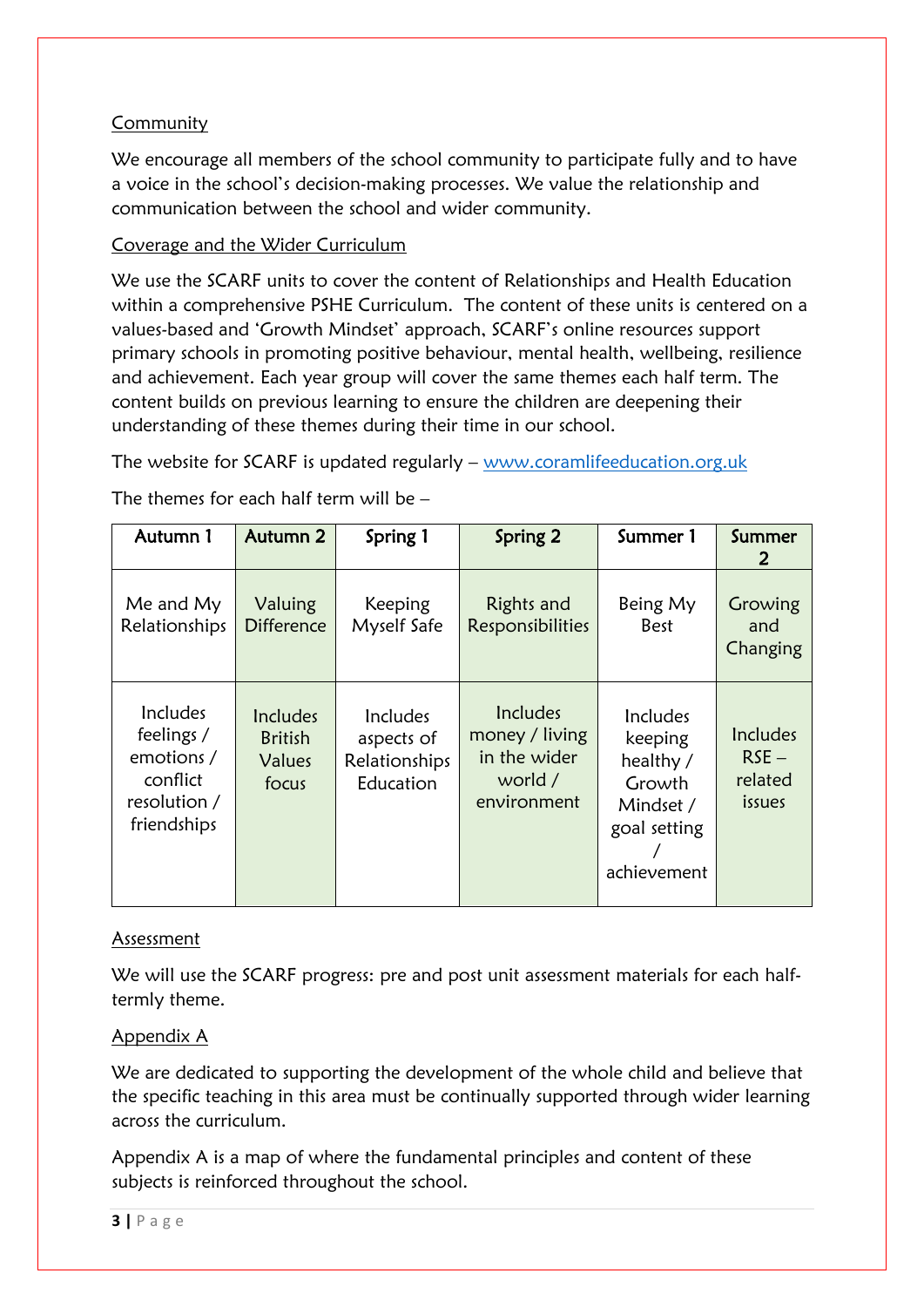Community

We encourage all members of the school community to participate fully and to have a voice in the school's decision-making processes. We value the relationship and communication between the school and wider community.

Coverage and the Wider Curriculum

We use the SCARF units to cover the content of Relationships and Health Education within a comprehensive PSHE Curriculum. The content of these units is centered on a values-based and 'Growth Mindset' approach, SCARF's online resources support primary schools in promoting positive behaviour, mental health, wellbeing, resilience and achievement. Each year group will cover the same themes each half term. The content builds on previous learning to ensure the children are deepening their understanding of these themes during their time in our school.

The website for SCARF is updated regularly – [www.coramlifeeducation.org.uk](www.coramlifeeducation.org.uk)

The themes for each half term will be –

| Autumn 1 | Autumn 2 | Spring 1 | Spring 2 | Summer 1 | Summer 2 |
| --- | --- | --- | --- | --- | --- |
| Me and My Relationships | Valuing Difference | Keeping Myself Safe | Rights and Responsibilities | Being My Best | Growing and Changing |
| Includes feelings / emotions / conflict resolution / friendships | Includes British Values focus | Includes aspects of Relationships Education | Includes money / living in the wider world / environment | Includes keeping healthy / Growth Mindset / goal setting / achievement | Includes RSE – related issues |

Assessment

We will use the SCARF progress: pre and post unit assessment materials for each half-termly theme.

Appendix A

We are dedicated to supporting the development of the whole child and believe that the specific teaching in this area must be continually supported through wider learning across the curriculum.

Appendix A is a map of where the fundamental principles and content of these subjects is reinforced throughout the school.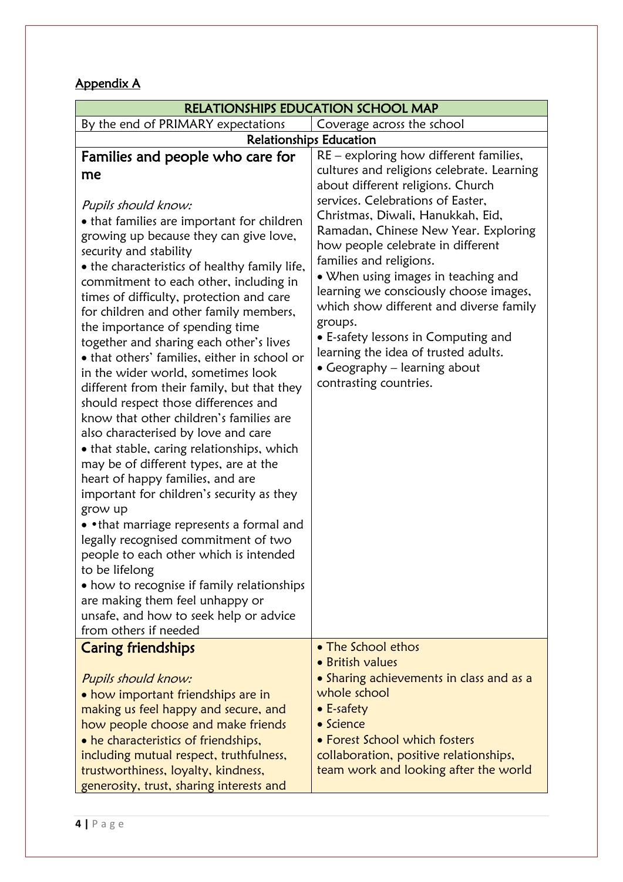## Appendix A

| RELATIONSHIPS EDUCATION SCHOOL MAP | |
|---|---|
| By the end of PRIMARY expectations | Coverage across the school |
| **Relationships Education** | |
| **Families and people who care for me**<br><br>*Pupils should know:*<br>• that families are important for children growing up because they can give love, security and stability<br>• the characteristics of healthy family life, commitment to each other, including in times of difficulty, protection and care for children and other family members, the importance of spending time together and sharing each other's lives<br>• that others' families, either in school or in the wider world, sometimes look different from their family, but that they should respect those differences and know that other children's families are also characterised by love and care<br>• that stable, caring relationships, which may be of different types, are at the heart of happy families, and are important for children's security as they grow up<br>• •that marriage represents a formal and legally recognised commitment of two people to each other which is intended to be lifelong<br>• how to recognise if family relationships are making them feel unhappy or unsafe, and how to seek help or advice from others if needed | RE – exploring how different families, cultures and religions celebrate. Learning about different religions. Church services. Celebrations of Easter, Christmas, Diwali, Hanukkah, Eid, Ramadan, Chinese New Year. Exploring how people celebrate in different families and religions.<br>• When using images in teaching and learning we consciously choose images, which show different and diverse family groups.<br>• E-safety lessons in Computing and learning the idea of trusted adults.<br>• Geography – learning about contrasting countries. |
| **Caring friendships**<br><br>*Pupils should know:*<br>• how important friendships are in making us feel happy and secure, and how people choose and make friends<br>• he characteristics of friendships, including mutual respect, truthfulness, trustworthiness, loyalty, kindness, generosity, trust, sharing interests and | • The School ethos<br>• British values<br>• Sharing achievements in class and as a whole school<br>• E-safety<br>• Science<br>• Forest School which fosters collaboration, positive relationships, team work and looking after the world |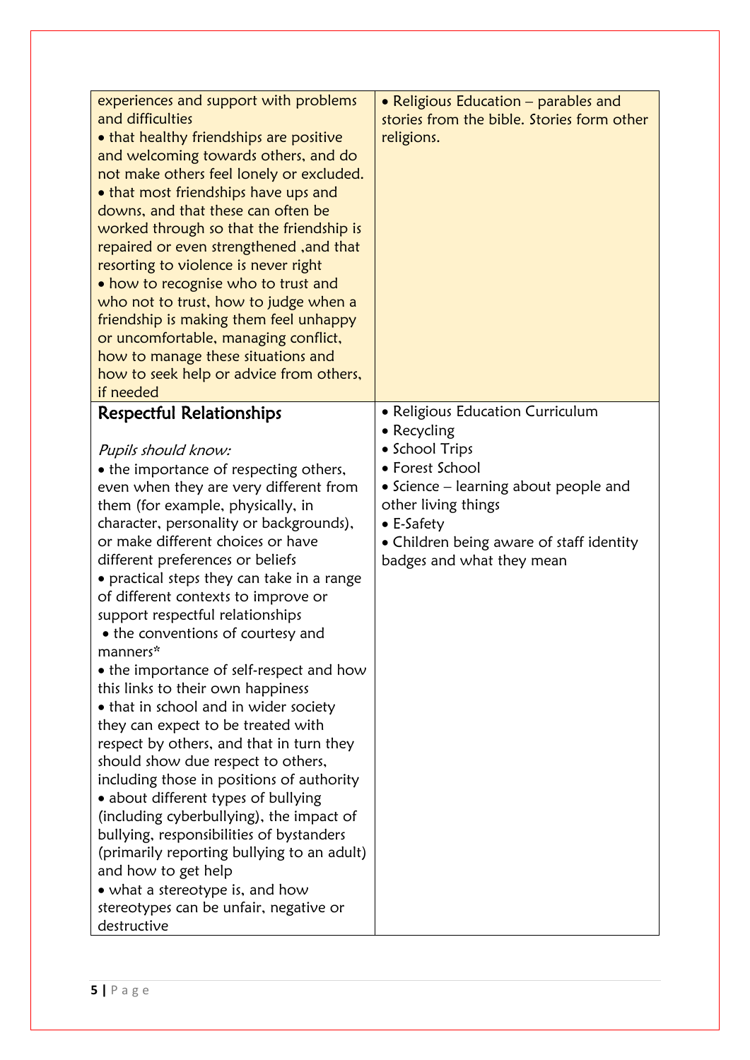| | |
|---|---|
| experiences and support with problems and difficulties<br>• that healthy friendships are positive and welcoming towards others, and do not make others feel lonely or excluded.<br>• that most friendships have ups and downs, and that these can often be worked through so that the friendship is repaired or even strengthened ,and that resorting to violence is never right<br>• how to recognise who to trust and who not to trust, how to judge when a friendship is making them feel unhappy or uncomfortable, managing conflict, how to manage these situations and how to seek help or advice from others, if needed | • Religious Education – parables and stories from the bible. Stories form other religions. |
| **Respectful Relationships**<br><br>*Pupils should know:*<br>• the importance of respecting others, even when they are very different from them (for example, physically, in character, personality or backgrounds), or make different choices or have different preferences or beliefs<br>• practical steps they can take in a range of different contexts to improve or support respectful relationships<br>• the conventions of courtesy and manners*<br>• the importance of self-respect and how this links to their own happiness<br>• that in school and in wider society they can expect to be treated with respect by others, and that in turn they should show due respect to others, including those in positions of authority<br>• about different types of bullying (including cyberbullying), the impact of bullying, responsibilities of bystanders (primarily reporting bullying to an adult) and how to get help<br>• what a stereotype is, and how stereotypes can be unfair, negative or destructive | • Religious Education Curriculum<br>• Recycling<br>• School Trips<br>• Forest School<br>• Science – learning about people and other living things<br>• E-Safety<br>• Children being aware of staff identity badges and what they mean |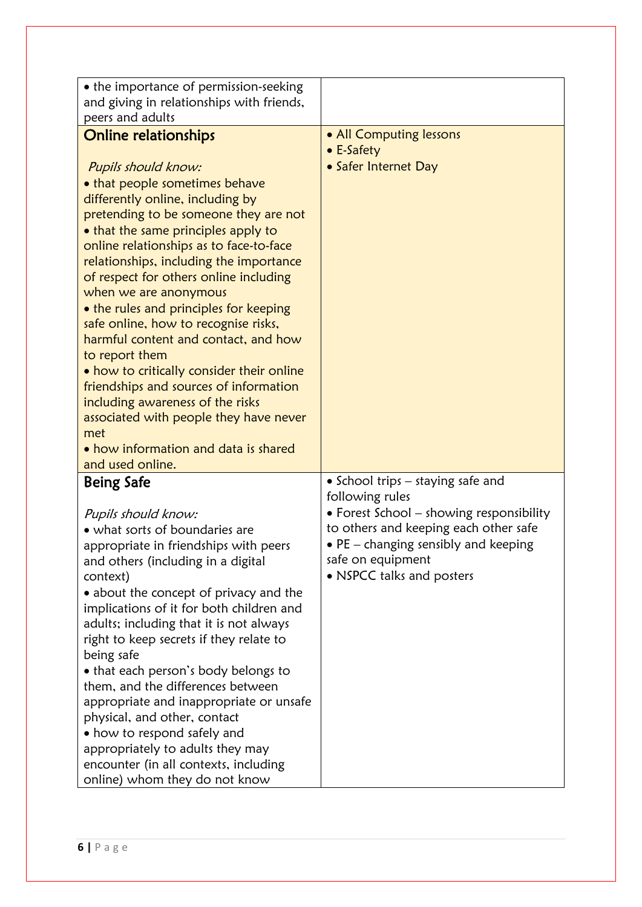| | |
|---|---|
| • the importance of permission-seeking and giving in relationships with friends, peers and adults | |
| **Online relationships**<br><br>*Pupils should know:*<br>• that people sometimes behave differently online, including by pretending to be someone they are not<br>• that the same principles apply to online relationships as to face-to-face relationships, including the importance of respect for others online including when we are anonymous<br>• the rules and principles for keeping safe online, how to recognise risks, harmful content and contact, and how to report them<br>• how to critically consider their online friendships and sources of information including awareness of the risks associated with people they have never met<br>• how information and data is shared and used online. | • All Computing lessons<br>• E-Safety<br>• Safer Internet Day |
| **Being Safe**<br><br>*Pupils should know:*<br>• what sorts of boundaries are appropriate in friendships with peers and others (including in a digital context)<br>• about the concept of privacy and the implications of it for both children and adults; including that it is not always right to keep secrets if they relate to being safe<br>• that each person's body belongs to them, and the differences between appropriate and inappropriate or unsafe physical, and other, contact<br>• how to respond safely and appropriately to adults they may encounter (in all contexts, including online) whom they do not know | • School trips – staying safe and following rules<br>• Forest School – showing responsibility to others and keeping each other safe<br>• PE – changing sensibly and keeping safe on equipment<br>• NSPCC talks and posters |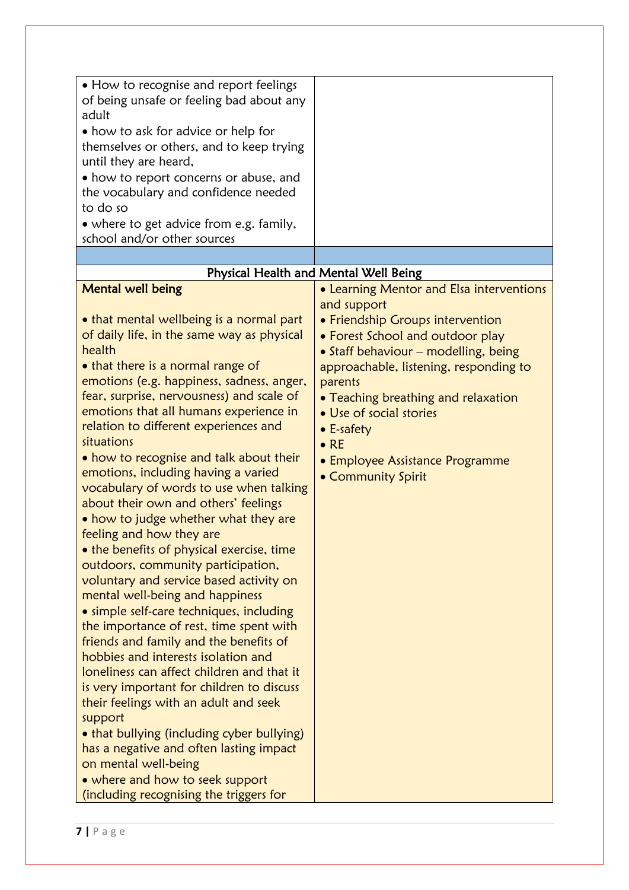| | |
|---|---|
| • How to recognise and report feelings of being unsafe or feeling bad about any adult<br>• how to ask for advice or help for themselves or others, and to keep trying until they are heard,<br>• how to report concerns or abuse, and the vocabulary and confidence needed to do so<br>• where to get advice from e.g. family, school and/or other sources | |
| | |
| **Physical Health and Mental Well Being** | |
| **Mental well being**<br><br>• that mental wellbeing is a normal part of daily life, in the same way as physical health<br>• that there is a normal range of emotions (e.g. happiness, sadness, anger, fear, surprise, nervousness) and scale of emotions that all humans experience in relation to different experiences and situations<br>• how to recognise and talk about their emotions, including having a varied vocabulary of words to use when talking about their own and others' feelings<br>• how to judge whether what they are feeling and how they are<br>• the benefits of physical exercise, time outdoors, community participation, voluntary and service based activity on mental well-being and happiness<br>• simple self-care techniques, including the importance of rest, time spent with friends and family and the benefits of hobbies and interests isolation and loneliness can affect children and that it is very important for children to discuss their feelings with an adult and seek support<br>• that bullying (including cyber bullying) has a negative and often lasting impact on mental well-being<br>• where and how to seek support (including recognising the triggers for | • Learning Mentor and Elsa interventions and support<br>• Friendship Groups intervention<br>• Forest School and outdoor play<br>• Staff behaviour – modelling, being approachable, listening, responding to parents<br>• Teaching breathing and relaxation<br>• Use of social stories<br>• E-safety<br>• RE<br>• Employee Assistance Programme<br>• Community Spirit |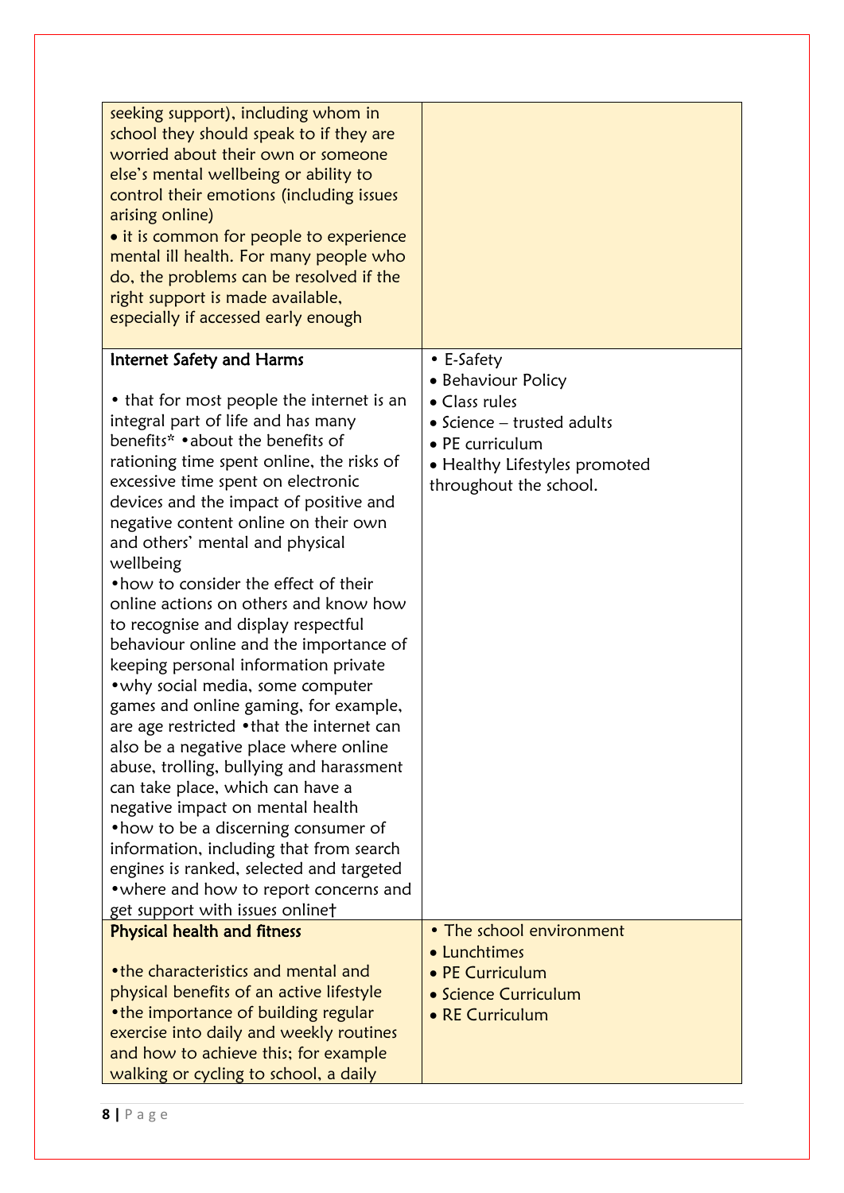| | |
|---|---|
| seeking support), including whom in school they should speak to if they are worried about their own or someone else's mental wellbeing or ability to control their emotions (including issues arising online)<br>• it is common for people to experience mental ill health. For many people who do, the problems can be resolved if the right support is made available, especially if accessed early enough | |
| **Internet Safety and Harms**<br><br>• that for most people the internet is an integral part of life and has many benefits* •about the benefits of rationing time spent online, the risks of excessive time spent on electronic devices and the impact of positive and negative content online on their own and others' mental and physical wellbeing<br>•how to consider the effect of their online actions on others and know how to recognise and display respectful behaviour online and the importance of keeping personal information private<br>•why social media, some computer games and online gaming, for example, are age restricted •that the internet can also be a negative place where online abuse, trolling, bullying and harassment can take place, which can have a negative impact on mental health<br>•how to be a discerning consumer of information, including that from search engines is ranked, selected and targeted<br>•where and how to report concerns and get support with issues online† | • E-Safety<br>• Behaviour Policy<br>• Class rules<br>• Science – trusted adults<br>• PE curriculum<br>• Healthy Lifestyles promoted throughout the school. |
| **Physical health and fitness**<br><br>•the characteristics and mental and physical benefits of an active lifestyle<br>•the importance of building regular exercise into daily and weekly routines and how to achieve this; for example walking or cycling to school, a daily | • The school environment<br>• Lunchtimes<br>• PE Curriculum<br>• Science Curriculum<br>• RE Curriculum |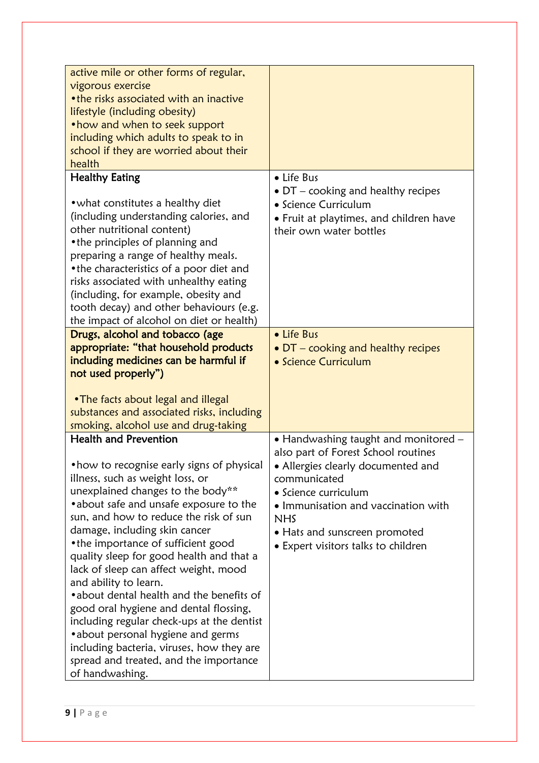| | |
|---|---|
| active mile or other forms of regular, vigorous exercise<br>•the risks associated with an inactive lifestyle (including obesity)<br>•how and when to seek support including which adults to speak to in school if they are worried about their health | |
| **Healthy Eating**<br><br>•what constitutes a healthy diet (including understanding calories, and other nutritional content)<br>•the principles of planning and preparing a range of healthy meals.<br>•the characteristics of a poor diet and risks associated with unhealthy eating (including, for example, obesity and tooth decay) and other behaviours (e.g. the impact of alcohol on diet or health) | • Life Bus<br>• DT – cooking and healthy recipes<br>• Science Curriculum<br>• Fruit at playtimes, and children have their own water bottles |
| **Drugs, alcohol and tobacco (age appropriate: "that household products including medicines can be harmful if not used properly")**<br><br>•The facts about legal and illegal substances and associated risks, including smoking, alcohol use and drug-taking | • Life Bus<br>• DT – cooking and healthy recipes<br>• Science Curriculum |
| **Health and Prevention**<br><br>•how to recognise early signs of physical illness, such as weight loss, or unexplained changes to the body**<br>•about safe and unsafe exposure to the sun, and how to reduce the risk of sun damage, including skin cancer<br>•the importance of sufficient good quality sleep for good health and that a lack of sleep can affect weight, mood and ability to learn.<br>•about dental health and the benefits of good oral hygiene and dental flossing, including regular check-ups at the dentist<br>•about personal hygiene and germs including bacteria, viruses, how they are spread and treated, and the importance of handwashing. | • Handwashing taught and monitored – also part of Forest School routines<br>• Allergies clearly documented and communicated<br>• Science curriculum<br>• Immunisation and vaccination with NHS<br>• Hats and sunscreen promoted<br>• Expert visitors talks to children |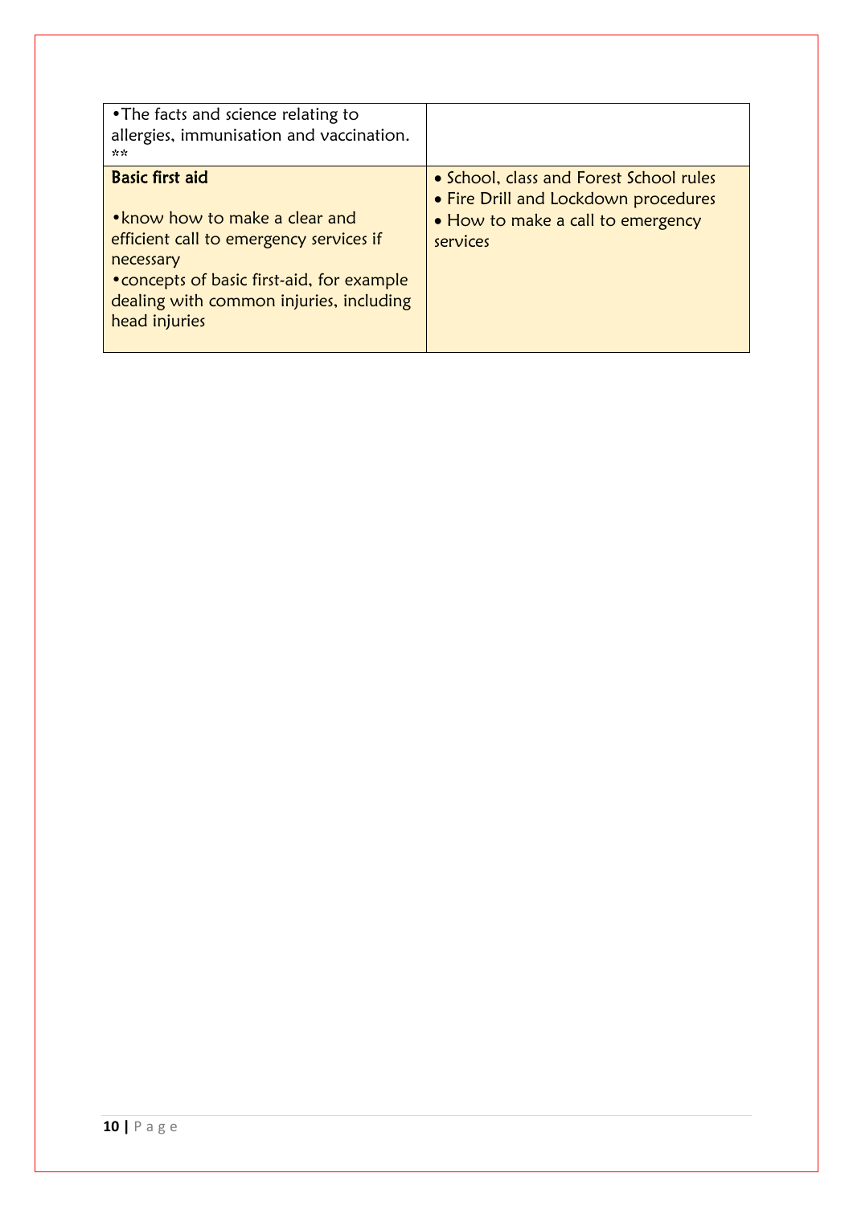| | |
|---|---|
| •The facts and science relating to allergies, immunisation and vaccination. ** | |
| **Basic first aid**<br><br>•know how to make a clear and efficient call to emergency services if necessary<br>•concepts of basic first-aid, for example dealing with common injuries, including head injuries | • School, class and Forest School rules<br>• Fire Drill and Lockdown procedures<br>• How to make a call to emergency services |